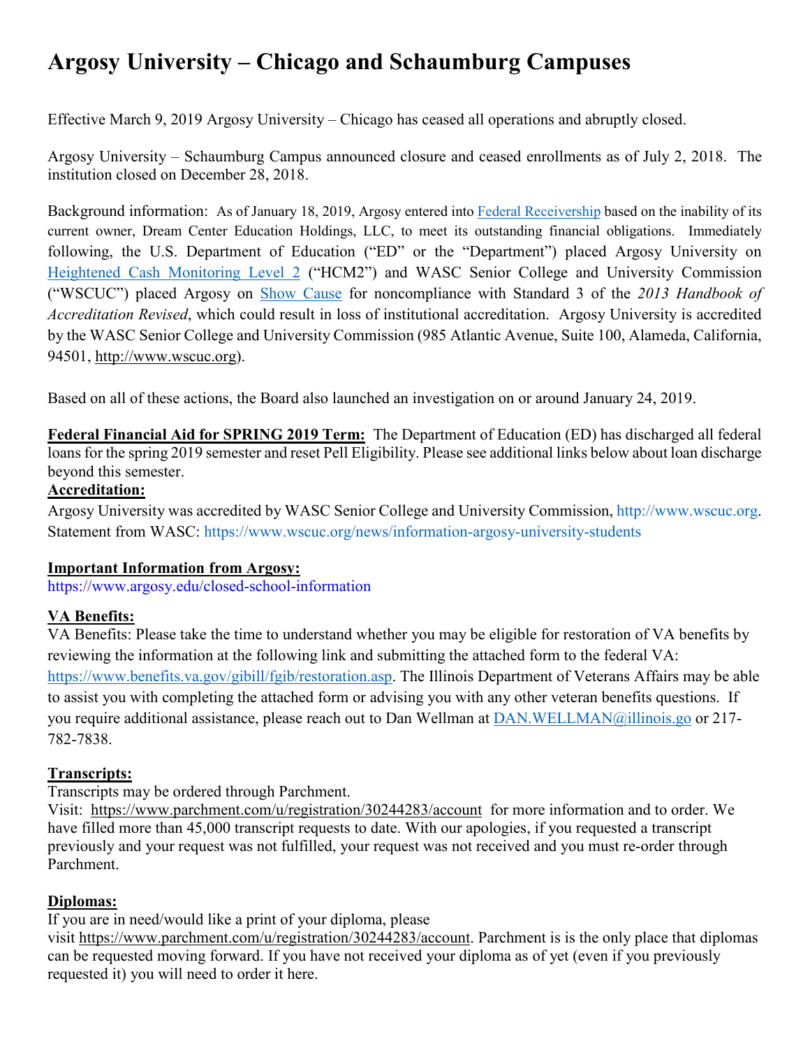# Argosy University – Chicago and Schaumburg Campuses

Effective March 9, 2019 Argosy University – Chicago has ceased all operations and abruptly closed.

Argosy University – Schaumburg Campus announced closure and ceased enrollments as of July 2, 2018. The institution closed on December 28, 2018.

Background information: As of January 18, 2019, Argosy entered into Federal Receivership based on the inability of its current owner, Dream Center Education Holdings, LLC, to meet its outstanding financial obligations. Immediately following, the U.S. Department of Education ("ED" or the "Department") placed Argosy University on Heightened Cash Monitoring Level 2 ("HCM2") and WASC Senior College and University Commission ("WSCUC") placed Argosy on Show Cause for noncompliance with Standard 3 of the *2013 Handbook of Accreditation Revised*, which could result in loss of institutional accreditation. Argosy University is accredited by the WASC Senior College and University Commission (985 Atlantic Avenue, Suite 100, Alameda, California, 94501, http://www.wscuc.org).

Based on all of these actions, the Board also launched an investigation on or around January 24, 2019.

**Federal Financial Aid for SPRING 2019 Term:** The Department of Education (ED) has discharged all federal loans for the spring 2019 semester and reset Pell Eligibility. Please see additional links below about loan discharge beyond this semester.

**Accreditation:**

Argosy University was accredited by WASC Senior College and University Commission, http://www.wscuc.org. Statement from WASC: https://www.wscuc.org/news/information-argosy-university-students

**Important Information from Argosy:**

https://www.argosy.edu/closed-school-information

**VA Benefits:**

VA Benefits: Please take the time to understand whether you may be eligible for restoration of VA benefits by reviewing the information at the following link and submitting the attached form to the federal VA: https://www.benefits.va.gov/gibill/fgib/restoration.asp. The Illinois Department of Veterans Affairs may be able to assist you with completing the attached form or advising you with any other veteran benefits questions. If you require additional assistance, please reach out to Dan Wellman at DAN.WELLMAN@illinois.go or 217-782-7838.

**Transcripts:**

Transcripts may be ordered through Parchment.

Visit: https://www.parchment.com/u/registration/30244283/account for more information and to order. We have filled more than 45,000 transcript requests to date. With our apologies, if you requested a transcript previously and your request was not fulfilled, your request was not received and you must re-order through Parchment.

**Diplomas:**

If you are in need/would like a print of your diploma, please visit https://www.parchment.com/u/registration/30244283/account. Parchment is is the only place that diplomas can be requested moving forward. If you have not received your diploma as of yet (even if you previously requested it) you will need to order it here.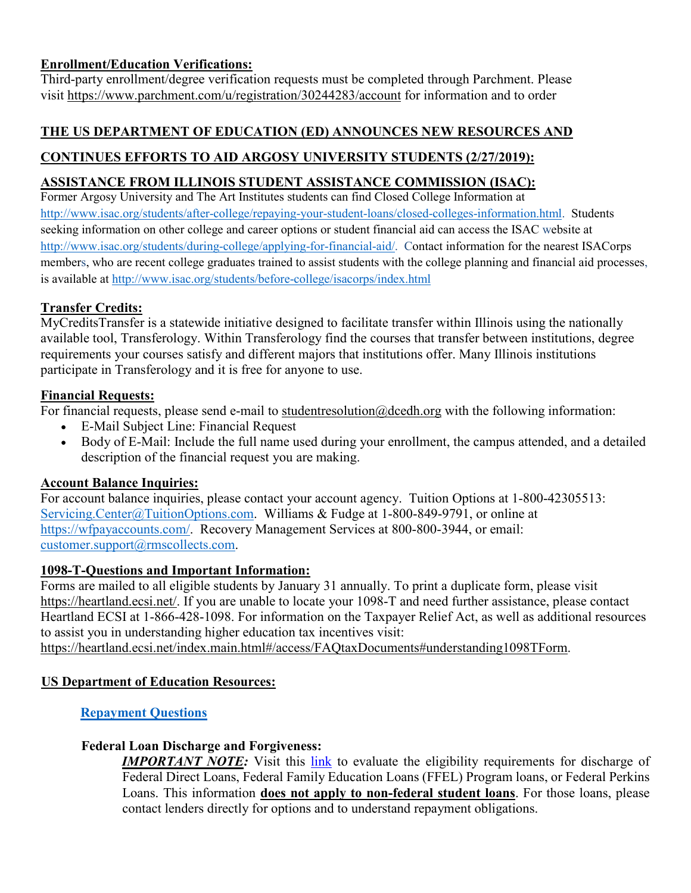**Enrollment/Education Verifications:**

Third-party enrollment/degree verification requests must be completed through Parchment. Please visit https://www.parchment.com/u/registration/30244283/account for information and to order

## THE US DEPARTMENT OF EDUCATION (ED) ANNOUNCES NEW RESOURCES AND CONTINUES EFFORTS TO AID ARGOSY UNIVERSITY STUDENTS (2/27/2019):

**ASSISTANCE FROM ILLINOIS STUDENT ASSISTANCE COMMISSION (ISAC):**

Former Argosy University and The Art Institutes students can find Closed College Information at http://www.isac.org/students/after-college/repaying-your-student-loans/closed-colleges-information.html. Students seeking information on other college and career options or student financial aid can access the ISAC website at http://www.isac.org/students/during-college/applying-for-financial-aid/. Contact information for the nearest ISACorps members, who are recent college graduates trained to assist students with the college planning and financial aid processes, is available at http://www.isac.org/students/before-college/isacorps/index.html

**Transfer Credits:**

MyCreditsTransfer is a statewide initiative designed to facilitate transfer within Illinois using the nationally available tool, Transferology. Within Transferology find the courses that transfer between institutions, degree requirements your courses satisfy and different majors that institutions offer. Many Illinois institutions participate in Transferology and it is free for anyone to use.

**Financial Requests:**

For financial requests, please send e-mail to studentresolution@dcedh.org with the following information:

- E-Mail Subject Line: Financial Request
- Body of E-Mail: Include the full name used during your enrollment, the campus attended, and a detailed description of the financial request you are making.

**Account Balance Inquiries:**

For account balance inquiries, please contact your account agency. Tuition Options at 1-800-42305513: Servicing.Center@TuitionOptions.com. Williams & Fudge at 1-800-849-9791, or online at https://wfpayaccounts.com/. Recovery Management Services at 800-800-3944, or email: customer.support@rmscollects.com.

**1098-T-Questions and Important Information:**

Forms are mailed to all eligible students by January 31 annually. To print a duplicate form, please visit https://heartland.ecsi.net/. If you are unable to locate your 1098-T and need further assistance, please contact Heartland ECSI at 1-866-428-1098. For information on the Taxpayer Relief Act, as well as additional resources to assist you in understanding higher education tax incentives visit: https://heartland.ecsi.net/index.main.html#/access/FAQtaxDocuments#understanding1098TForm.

**US Department of Education Resources:**

**Repayment Questions**

**Federal Loan Discharge and Forgiveness:**

***IMPORTANT NOTE:*** Visit this link to evaluate the eligibility requirements for discharge of Federal Direct Loans, Federal Family Education Loans (FFEL) Program loans, or Federal Perkins Loans. This information **does not apply to non-federal student loans**. For those loans, please contact lenders directly for options and to understand repayment obligations.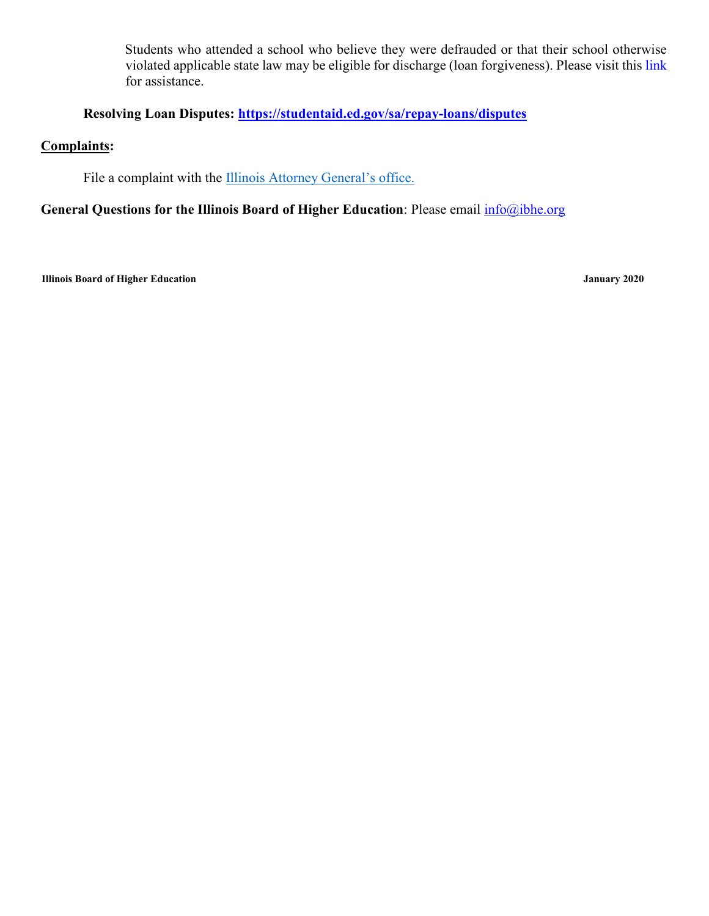Students who attended a school who believe they were defrauded or that their school otherwise violated applicable state law may be eligible for discharge (loan forgiveness). Please visit this link for assistance.

**Resolving Loan Disputes: https://studentaid.ed.gov/sa/repay-loans/disputes**

**Complaints:**

File a complaint with the Illinois Attorney General's office.

**General Questions for the Illinois Board of Higher Education**: Please email info@ibhe.org

**Illinois Board of Higher Education** **January 2020**